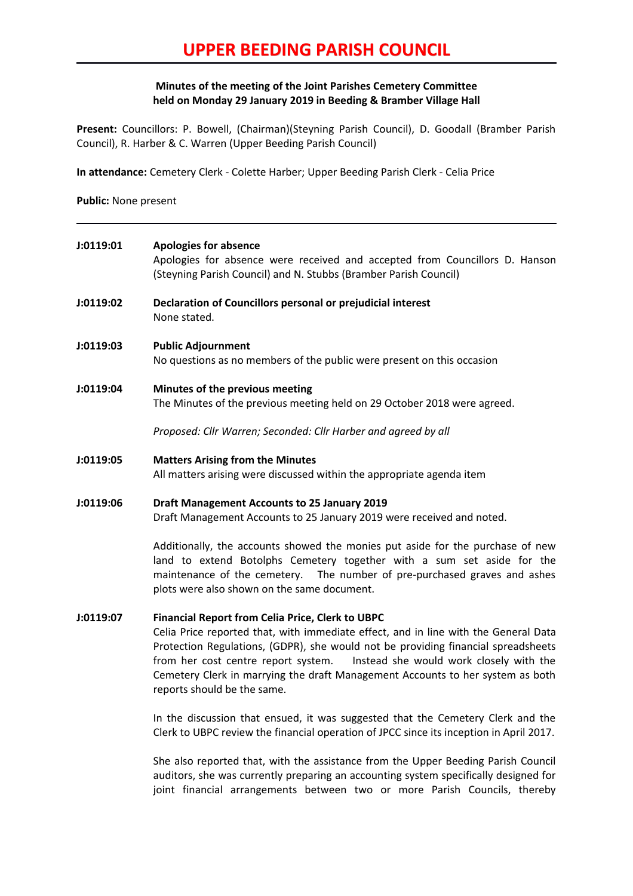# UPPER BEEDING PARISH COUNCIL

**Minutes of the meeting of the Joint Parishes Cemetery Committee held on Monday 29 January 2019 in Beeding & Bramber Village Hall**

**Present:** Councillors: P. Bowell, (Chairman)(Steyning Parish Council), D. Goodall (Bramber Parish Council), R. Harber & C. Warren (Upper Beeding Parish Council)

**In attendance:** Cemetery Clerk - Colette Harber; Upper Beeding Parish Clerk - Celia Price

**Public:** None present

---

**J:0119:01** **Apologies for absence**
Apologies for absence were received and accepted from Councillors D. Hanson (Steyning Parish Council) and N. Stubbs (Bramber Parish Council)

**J:0119:02** **Declaration of Councillors personal or prejudicial interest**
None stated.

**J:0119:03** **Public Adjournment**
No questions as no members of the public were present on this occasion

**J:0119:04** **Minutes of the previous meeting**
The Minutes of the previous meeting held on 29 October 2018 were agreed.

*Proposed: Cllr Warren; Seconded: Cllr Harber and agreed by all*

**J:0119:05** **Matters Arising from the Minutes**
All matters arising were discussed within the appropriate agenda item

**J:0119:06** **Draft Management Accounts to 25 January 2019**
Draft Management Accounts to 25 January 2019 were received and noted.

Additionally, the accounts showed the monies put aside for the purchase of new land to extend Botolphs Cemetery together with a sum set aside for the maintenance of the cemetery. The number of pre-purchased graves and ashes plots were also shown on the same document.

**J:0119:07** **Financial Report from Celia Price, Clerk to UBPC**
Celia Price reported that, with immediate effect, and in line with the General Data Protection Regulations, (GDPR), she would not be providing financial spreadsheets from her cost centre report system. Instead she would work closely with the Cemetery Clerk in marrying the draft Management Accounts to her system as both reports should be the same.

In the discussion that ensued, it was suggested that the Cemetery Clerk and the Clerk to UBPC review the financial operation of JPCC since its inception in April 2017.

She also reported that, with the assistance from the Upper Beeding Parish Council auditors, she was currently preparing an accounting system specifically designed for joint financial arrangements between two or more Parish Councils, thereby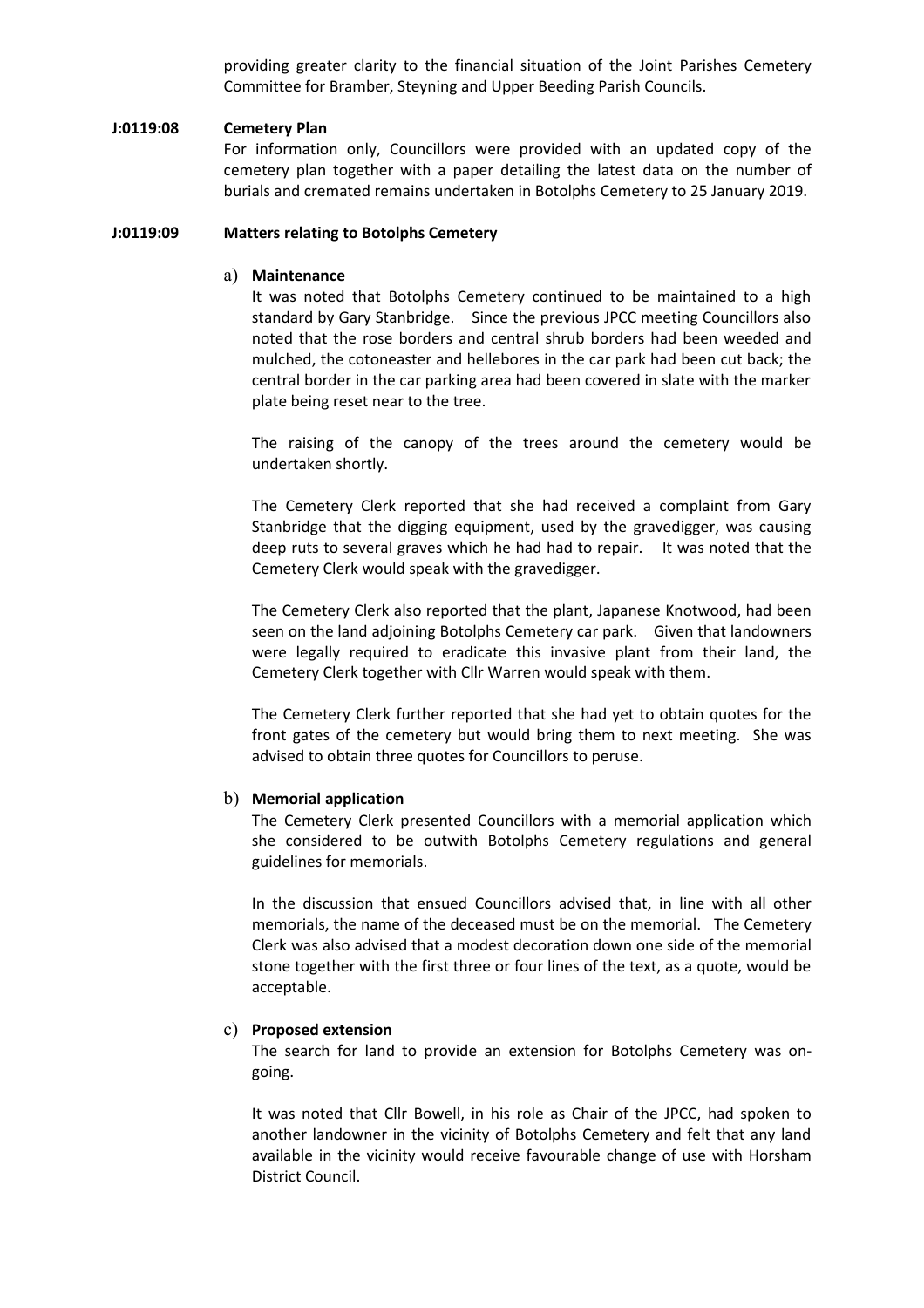providing greater clarity to the financial situation of the Joint Parishes Cemetery Committee for Bramber, Steyning and Upper Beeding Parish Councils.

**J:0119:08 Cemetery Plan**

For information only, Councillors were provided with an updated copy of the cemetery plan together with a paper detailing the latest data on the number of burials and cremated remains undertaken in Botolphs Cemetery to 25 January 2019.

**J:0119:09 Matters relating to Botolphs Cemetery**

a) **Maintenance**

It was noted that Botolphs Cemetery continued to be maintained to a high standard by Gary Stanbridge. Since the previous JPCC meeting Councillors also noted that the rose borders and central shrub borders had been weeded and mulched, the cotoneaster and hellebores in the car park had been cut back; the central border in the car parking area had been covered in slate with the marker plate being reset near to the tree.

The raising of the canopy of the trees around the cemetery would be undertaken shortly.

The Cemetery Clerk reported that she had received a complaint from Gary Stanbridge that the digging equipment, used by the gravedigger, was causing deep ruts to several graves which he had had to repair. It was noted that the Cemetery Clerk would speak with the gravedigger.

The Cemetery Clerk also reported that the plant, Japanese Knotwood, had been seen on the land adjoining Botolphs Cemetery car park. Given that landowners were legally required to eradicate this invasive plant from their land, the Cemetery Clerk together with Cllr Warren would speak with them.

The Cemetery Clerk further reported that she had yet to obtain quotes for the front gates of the cemetery but would bring them to next meeting. She was advised to obtain three quotes for Councillors to peruse.

b) **Memorial application**

The Cemetery Clerk presented Councillors with a memorial application which she considered to be outwith Botolphs Cemetery regulations and general guidelines for memorials.

In the discussion that ensued Councillors advised that, in line with all other memorials, the name of the deceased must be on the memorial. The Cemetery Clerk was also advised that a modest decoration down one side of the memorial stone together with the first three or four lines of the text, as a quote, would be acceptable.

c) **Proposed extension**

The search for land to provide an extension for Botolphs Cemetery was on-going.

It was noted that Cllr Bowell, in his role as Chair of the JPCC, had spoken to another landowner in the vicinity of Botolphs Cemetery and felt that any land available in the vicinity would receive favourable change of use with Horsham District Council.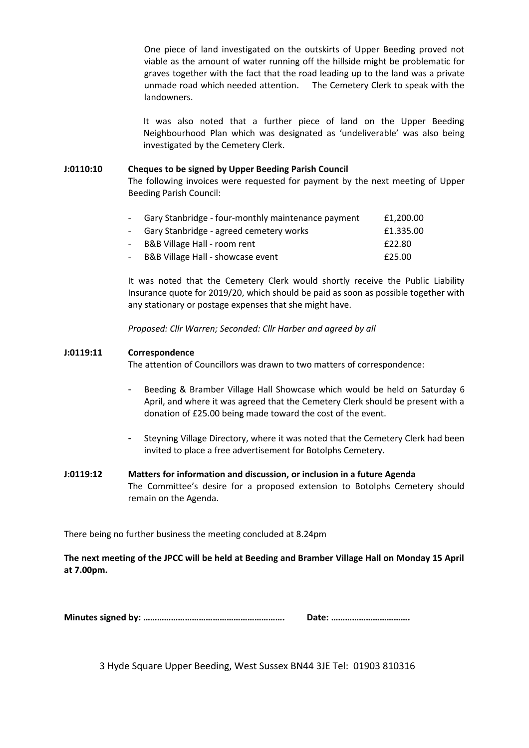One piece of land investigated on the outskirts of Upper Beeding proved not viable as the amount of water running off the hillside might be problematic for graves together with the fact that the road leading up to the land was a private unmade road which needed attention. The Cemetery Clerk to speak with the landowners.

It was also noted that a further piece of land on the Upper Beeding Neighbourhood Plan which was designated as 'undeliverable' was also being investigated by the Cemetery Clerk.

**J:0110:10 Cheques to be signed by Upper Beeding Parish Council**

The following invoices were requested for payment by the next meeting of Upper Beeding Parish Council:

| | |
|---|---|
| - Gary Stanbridge - four-monthly maintenance payment | £1,200.00 |
| - Gary Stanbridge - agreed cemetery works | £1.335.00 |
| - B&B Village Hall - room rent | £22.80 |
| - B&B Village Hall - showcase event | £25.00 |

It was noted that the Cemetery Clerk would shortly receive the Public Liability Insurance quote for 2019/20, which should be paid as soon as possible together with any stationary or postage expenses that she might have.

*Proposed: Cllr Warren; Seconded: Cllr Harber and agreed by all*

**J:0119:11 Correspondence**

The attention of Councillors was drawn to two matters of correspondence:

- Beeding & Bramber Village Hall Showcase which would be held on Saturday 6 April, and where it was agreed that the Cemetery Clerk should be present with a donation of £25.00 being made toward the cost of the event.
- Steyning Village Directory, where it was noted that the Cemetery Clerk had been invited to place a free advertisement for Botolphs Cemetery.

**J:0119:12 Matters for information and discussion, or inclusion in a future Agenda**

The Committee's desire for a proposed extension to Botolphs Cemetery should remain on the Agenda.

There being no further business the meeting concluded at 8.24pm

**The next meeting of the JPCC will be held at Beeding and Bramber Village Hall on Monday 15 April at 7.00pm.**

**Minutes signed by: …………………………………………………. Date: …………………………….**

3 Hyde Square Upper Beeding, West Sussex BN44 3JE Tel: 01903 810316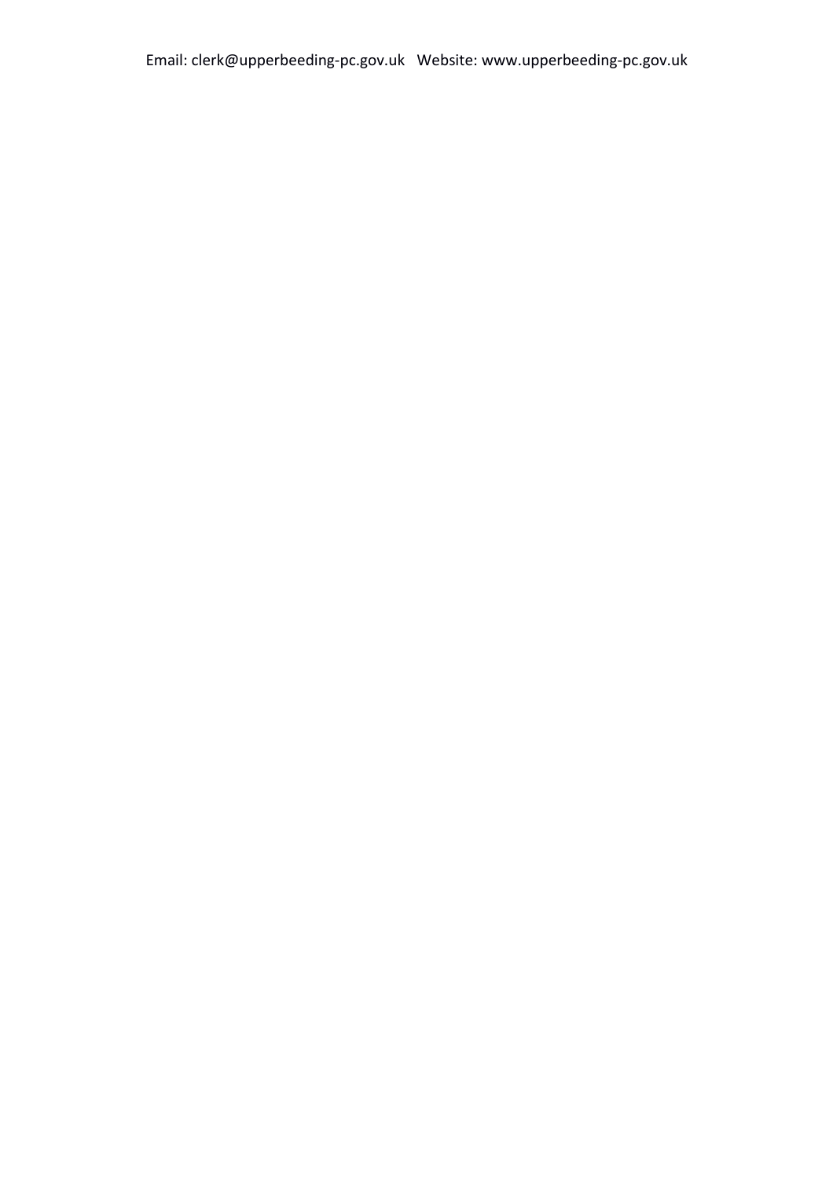Email: clerk@upperbeeding-pc.gov.uk Website: www.upperbeeding-pc.gov.uk